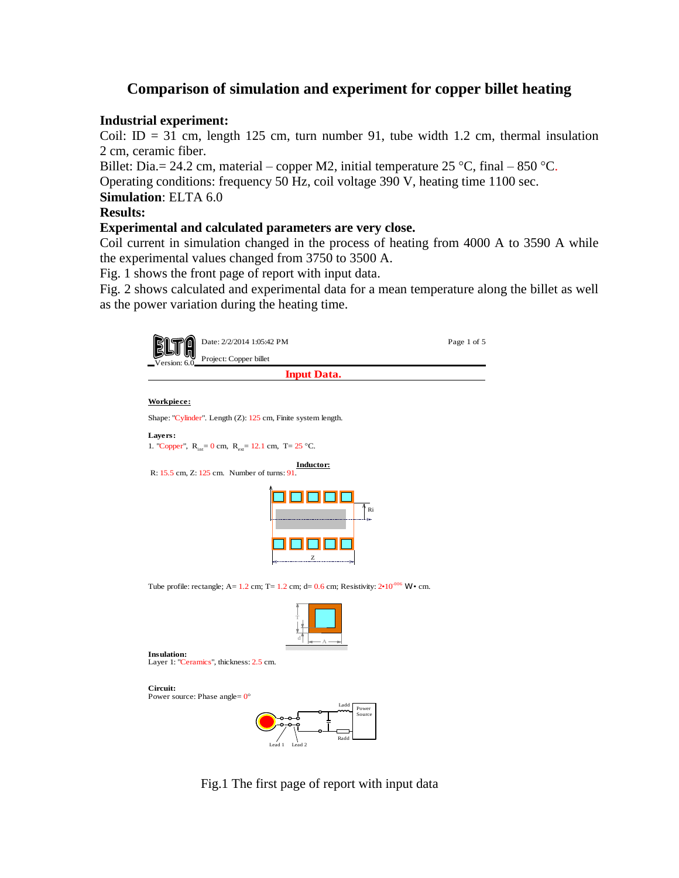# Comparison of simulation and experiment for copper billet heating

**Industrial experiment:**

Coil: ID = 31 cm, length 125 cm, turn number 91, tube width 1.2 cm, thermal insulation 2 cm, ceramic fiber.

Billet: Dia.= 24.2 cm, material – copper M2, initial temperature 25 °C, final – 850 °C.

Operating conditions: frequency 50 Hz, coil voltage 390 V, heating time 1100 sec.

**Simulation**: ELTA 6.0

**Results:**

**Experimental and calculated parameters are very close.**

Coil current in simulation changed in the process of heating from 4000 A to 3590 A while the experimental values changed from 3750 to 3500 A.

Fig. 1 shows the front page of report with input data.

Fig. 2 shows calculated and experimental data for a mean temperature along the billet as well as the power variation during the heating time.

ELTA Version: 6.0 | Date: 2/2/2014 1:05:42 PM | Page 1 of 5

Project: Copper billet

**Input Data.**

**Workpiece:**

Shape: "Cylinder". Length (Z): 125 cm, Finite system length.

**Layers:**

1. "Copper", $R_{int}$= 0 cm, $R_{ext}$= 12.1 cm, T= 25 °C.

**Inductor:**

R: 15.5 cm, Z: 125 cm. Number of turns: 91.

Ri

Z

Tube profile: rectangle; A= 1.2 cm; T= 1.2 cm; d= 0.6 cm; Resistivity: $2 \cdot 10^{-006}$ W• cm.

T

d

A

**Insulation:**

Layer 1: "Ceramics", thickness: 2.5 cm.

**Circuit:**

Power source: Phase angle= 0°

Ladd

Power Source

Radd

Lead 1 Lead 2

Fig.1 The first page of report with input data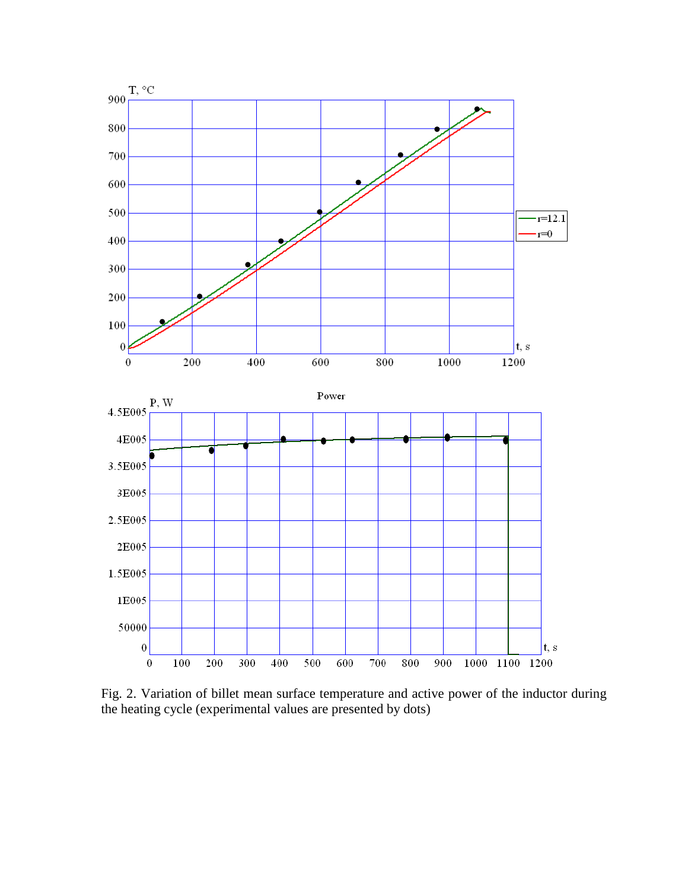T, °C

900
800
700
600
500
400
300
200
100
0

0 200 400 600 800 1000 1200

t, s

r=12.1
r=0

Power

P, W

4.5E005
4E005
3.5E005
3E005
2.5E005
2E005
1.5E005
1E005
50000
0

0 100 200 300 400 500 600 700 800 900 1000 1100 1200

t, s

Fig. 2. Variation of billet mean surface temperature and active power of the inductor during the heating cycle (experimental values are presented by dots)